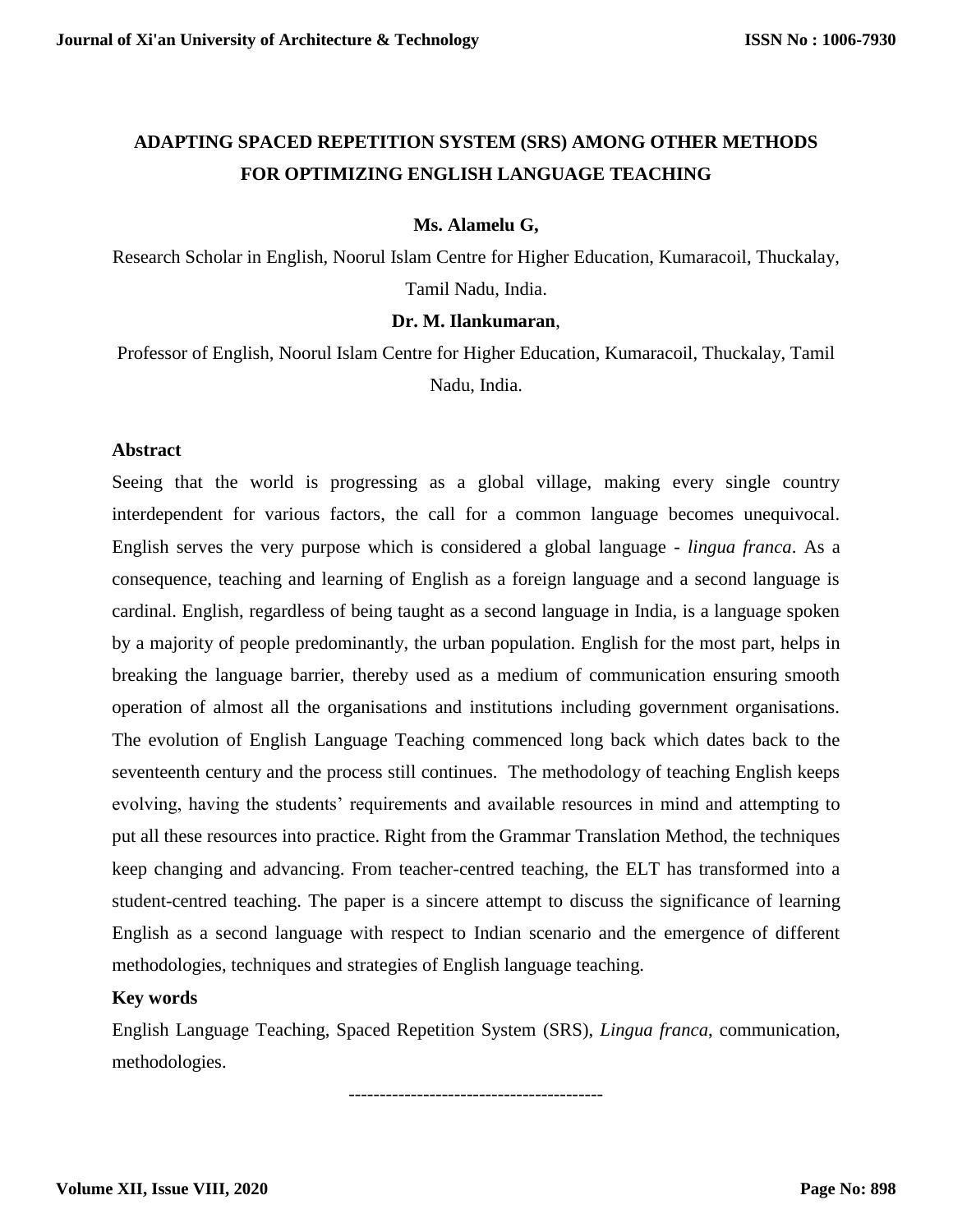# ADAPTING SPACED REPETITION SYSTEM (SRS) AMONG OTHER METHODS FOR OPTIMIZING ENGLISH LANGUAGE TEACHING

**Ms. Alamelu G,**

Research Scholar in English, Noorul Islam Centre for Higher Education, Kumaracoil, Thuckalay, Tamil Nadu, India.

**Dr. M. Ilankumaran**,

Professor of English, Noorul Islam Centre for Higher Education, Kumaracoil, Thuckalay, Tamil Nadu, India.

## Abstract

Seeing that the world is progressing as a global village, making every single country interdependent for various factors, the call for a common language becomes unequivocal. English serves the very purpose which is considered a global language - *lingua franca*. As a consequence, teaching and learning of English as a foreign language and a second language is cardinal. English, regardless of being taught as a second language in India, is a language spoken by a majority of people predominantly, the urban population. English for the most part, helps in breaking the language barrier, thereby used as a medium of communication ensuring smooth operation of almost all the organisations and institutions including government organisations. The evolution of English Language Teaching commenced long back which dates back to the seventeenth century and the process still continues. The methodology of teaching English keeps evolving, having the students' requirements and available resources in mind and attempting to put all these resources into practice. Right from the Grammar Translation Method, the techniques keep changing and advancing. From teacher-centred teaching, the ELT has transformed into a student-centred teaching. The paper is a sincere attempt to discuss the significance of learning English as a second language with respect to Indian scenario and the emergence of different methodologies, techniques and strategies of English language teaching.

**Key words**

English Language Teaching, Spaced Repetition System (SRS), *Lingua franca*, communication, methodologies.

-----------------------------------------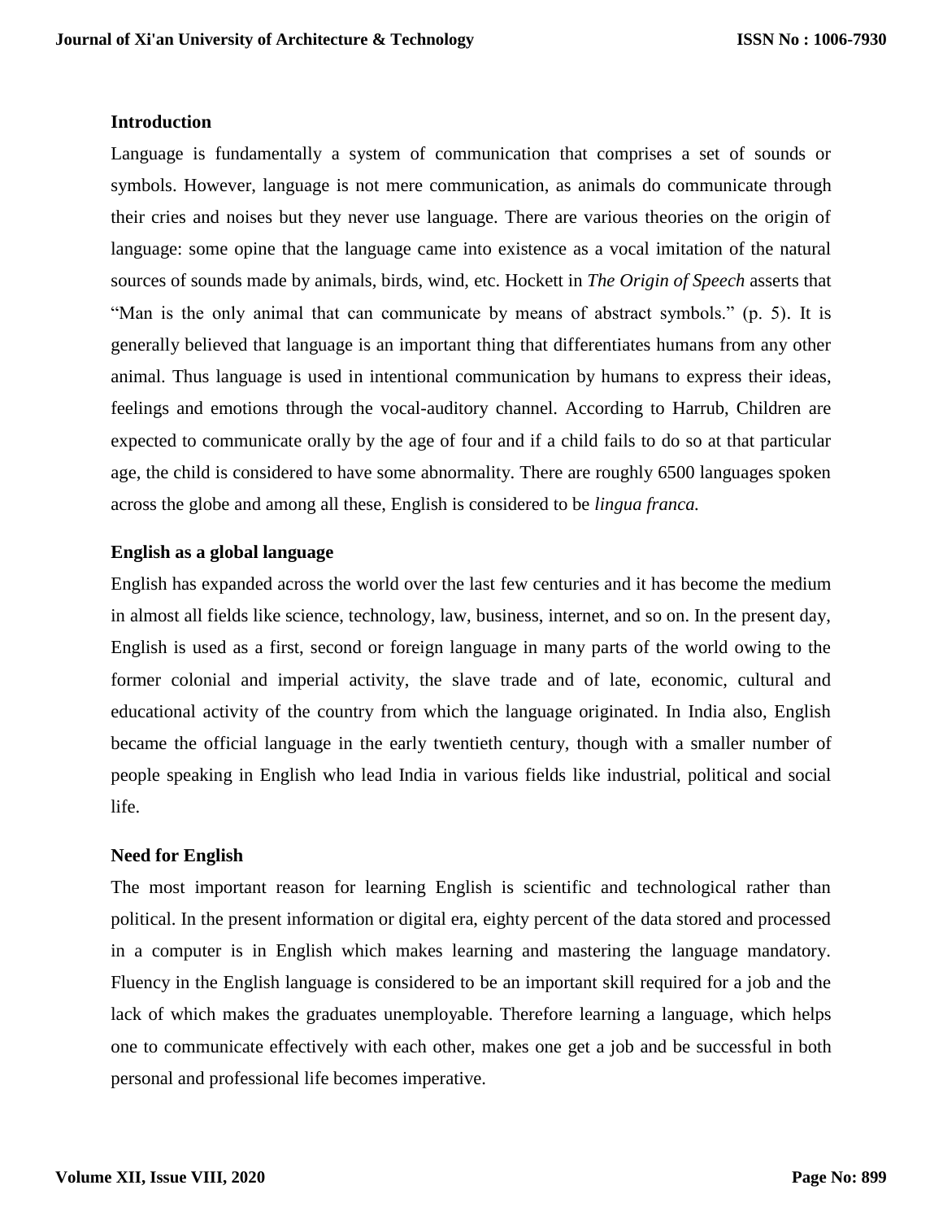**Introduction**

Language is fundamentally a system of communication that comprises a set of sounds or symbols. However, language is not mere communication, as animals do communicate through their cries and noises but they never use language. There are various theories on the origin of language: some opine that the language came into existence as a vocal imitation of the natural sources of sounds made by animals, birds, wind, etc. Hockett in *The Origin of Speech* asserts that "Man is the only animal that can communicate by means of abstract symbols." (p. 5). It is generally believed that language is an important thing that differentiates humans from any other animal. Thus language is used in intentional communication by humans to express their ideas, feelings and emotions through the vocal-auditory channel. According to Harrub, Children are expected to communicate orally by the age of four and if a child fails to do so at that particular age, the child is considered to have some abnormality. There are roughly 6500 languages spoken across the globe and among all these, English is considered to be *lingua franca.*

**English as a global language**

English has expanded across the world over the last few centuries and it has become the medium in almost all fields like science, technology, law, business, internet, and so on. In the present day, English is used as a first, second or foreign language in many parts of the world owing to the former colonial and imperial activity, the slave trade and of late, economic, cultural and educational activity of the country from which the language originated. In India also, English became the official language in the early twentieth century, though with a smaller number of people speaking in English who lead India in various fields like industrial, political and social life.

**Need for English**

The most important reason for learning English is scientific and technological rather than political. In the present information or digital era, eighty percent of the data stored and processed in a computer is in English which makes learning and mastering the language mandatory. Fluency in the English language is considered to be an important skill required for a job and the lack of which makes the graduates unemployable. Therefore learning a language, which helps one to communicate effectively with each other, makes one get a job and be successful in both personal and professional life becomes imperative.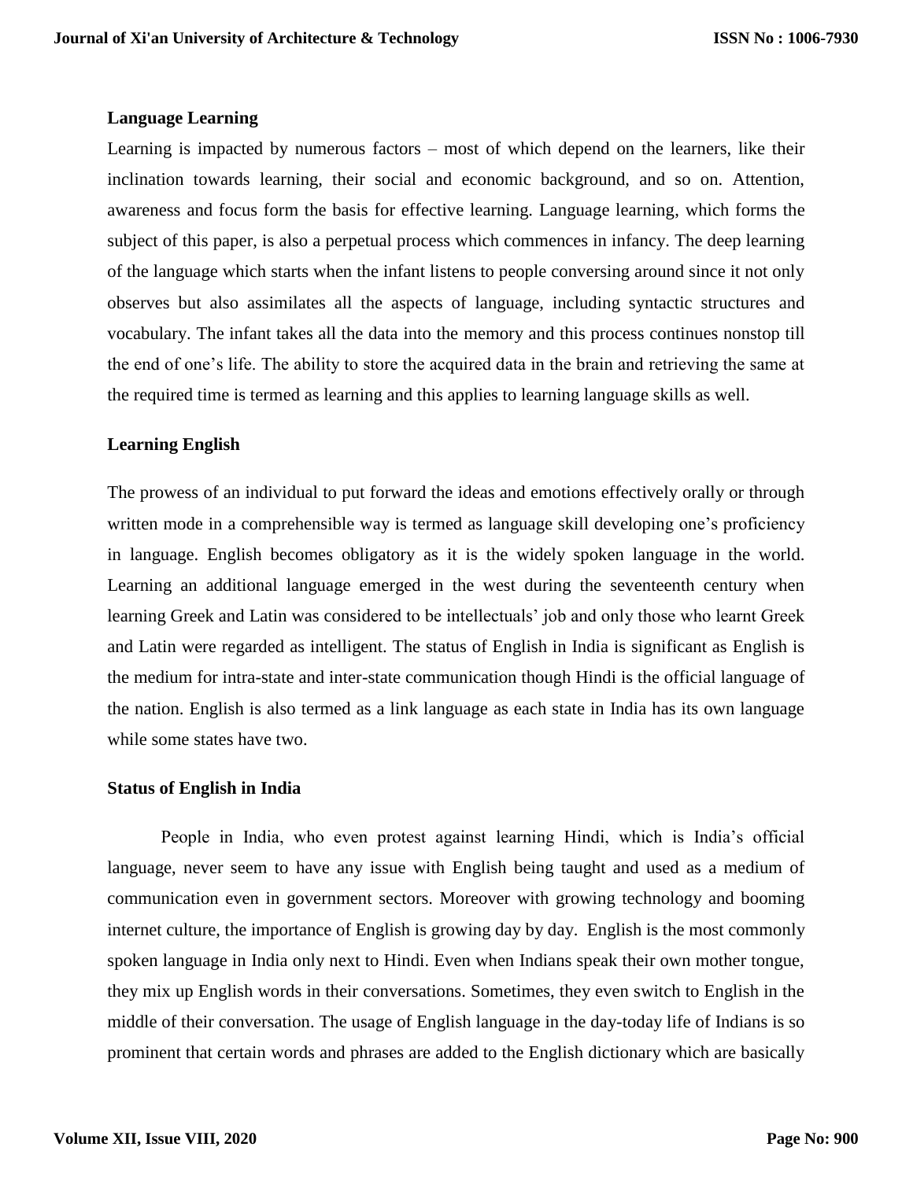### Language Learning

Learning is impacted by numerous factors – most of which depend on the learners, like their inclination towards learning, their social and economic background, and so on. Attention, awareness and focus form the basis for effective learning. Language learning, which forms the subject of this paper, is also a perpetual process which commences in infancy. The deep learning of the language which starts when the infant listens to people conversing around since it not only observes but also assimilates all the aspects of language, including syntactic structures and vocabulary. The infant takes all the data into the memory and this process continues nonstop till the end of one's life. The ability to store the acquired data in the brain and retrieving the same at the required time is termed as learning and this applies to learning language skills as well.

### Learning English

The prowess of an individual to put forward the ideas and emotions effectively orally or through written mode in a comprehensible way is termed as language skill developing one's proficiency in language. English becomes obligatory as it is the widely spoken language in the world. Learning an additional language emerged in the west during the seventeenth century when learning Greek and Latin was considered to be intellectuals' job and only those who learnt Greek and Latin were regarded as intelligent. The status of English in India is significant as English is the medium for intra-state and inter-state communication though Hindi is the official language of the nation. English is also termed as a link language as each state in India has its own language while some states have two.

### Status of English in India

People in India, who even protest against learning Hindi, which is India's official language, never seem to have any issue with English being taught and used as a medium of communication even in government sectors. Moreover with growing technology and booming internet culture, the importance of English is growing day by day. English is the most commonly spoken language in India only next to Hindi. Even when Indians speak their own mother tongue, they mix up English words in their conversations. Sometimes, they even switch to English in the middle of their conversation. The usage of English language in the day-today life of Indians is so prominent that certain words and phrases are added to the English dictionary which are basically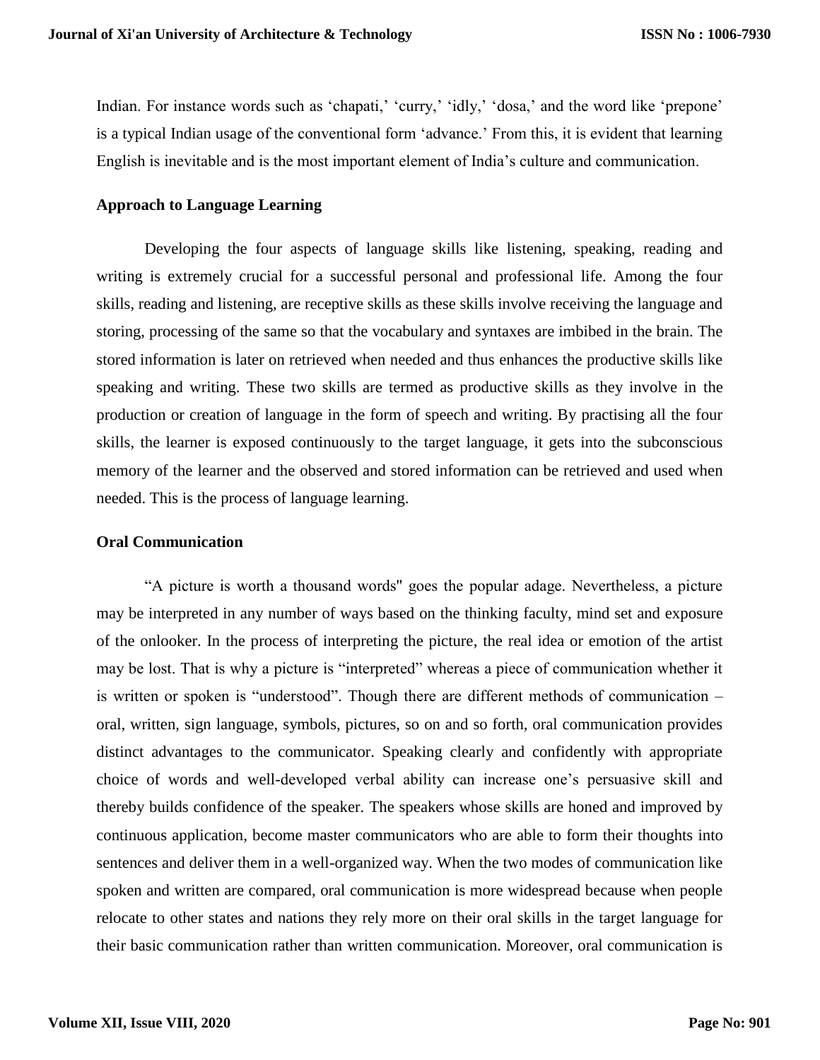Indian. For instance words such as 'chapati,' 'curry,' 'idly,' 'dosa,' and the word like 'prepone' is a typical Indian usage of the conventional form 'advance.' From this, it is evident that learning English is inevitable and is the most important element of India's culture and communication.

**Approach to Language Learning**

Developing the four aspects of language skills like listening, speaking, reading and writing is extremely crucial for a successful personal and professional life. Among the four skills, reading and listening, are receptive skills as these skills involve receiving the language and storing, processing of the same so that the vocabulary and syntaxes are imbibed in the brain. The stored information is later on retrieved when needed and thus enhances the productive skills like speaking and writing. These two skills are termed as productive skills as they involve in the production or creation of language in the form of speech and writing. By practising all the four skills, the learner is exposed continuously to the target language, it gets into the subconscious memory of the learner and the observed and stored information can be retrieved and used when needed. This is the process of language learning.

**Oral Communication**

"A picture is worth a thousand words" goes the popular adage. Nevertheless, a picture may be interpreted in any number of ways based on the thinking faculty, mind set and exposure of the onlooker. In the process of interpreting the picture, the real idea or emotion of the artist may be lost. That is why a picture is "interpreted" whereas a piece of communication whether it is written or spoken is "understood". Though there are different methods of communication – oral, written, sign language, symbols, pictures, so on and so forth, oral communication provides distinct advantages to the communicator. Speaking clearly and confidently with appropriate choice of words and well-developed verbal ability can increase one's persuasive skill and thereby builds confidence of the speaker. The speakers whose skills are honed and improved by continuous application, become master communicators who are able to form their thoughts into sentences and deliver them in a well-organized way. When the two modes of communication like spoken and written are compared, oral communication is more widespread because when people relocate to other states and nations they rely more on their oral skills in the target language for their basic communication rather than written communication. Moreover, oral communication is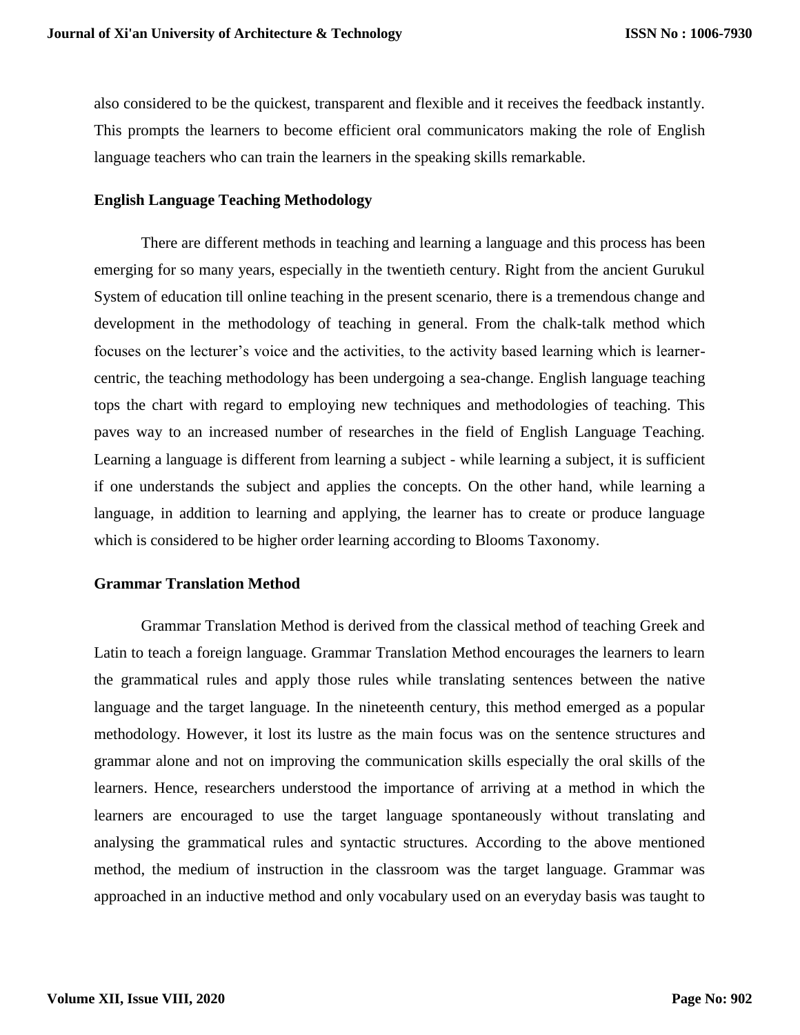also considered to be the quickest, transparent and flexible and it receives the feedback instantly. This prompts the learners to become efficient oral communicators making the role of English language teachers who can train the learners in the speaking skills remarkable.

## English Language Teaching Methodology

There are different methods in teaching and learning a language and this process has been emerging for so many years, especially in the twentieth century. Right from the ancient Gurukul System of education till online teaching in the present scenario, there is a tremendous change and development in the methodology of teaching in general. From the chalk-talk method which focuses on the lecturer's voice and the activities, to the activity based learning which is learner-centric, the teaching methodology has been undergoing a sea-change. English language teaching tops the chart with regard to employing new techniques and methodologies of teaching. This paves way to an increased number of researches in the field of English Language Teaching. Learning a language is different from learning a subject - while learning a subject, it is sufficient if one understands the subject and applies the concepts. On the other hand, while learning a language, in addition to learning and applying, the learner has to create or produce language which is considered to be higher order learning according to Blooms Taxonomy.

## Grammar Translation Method

Grammar Translation Method is derived from the classical method of teaching Greek and Latin to teach a foreign language. Grammar Translation Method encourages the learners to learn the grammatical rules and apply those rules while translating sentences between the native language and the target language. In the nineteenth century, this method emerged as a popular methodology. However, it lost its lustre as the main focus was on the sentence structures and grammar alone and not on improving the communication skills especially the oral skills of the learners. Hence, researchers understood the importance of arriving at a method in which the learners are encouraged to use the target language spontaneously without translating and analysing the grammatical rules and syntactic structures. According to the above mentioned method, the medium of instruction in the classroom was the target language. Grammar was approached in an inductive method and only vocabulary used on an everyday basis was taught to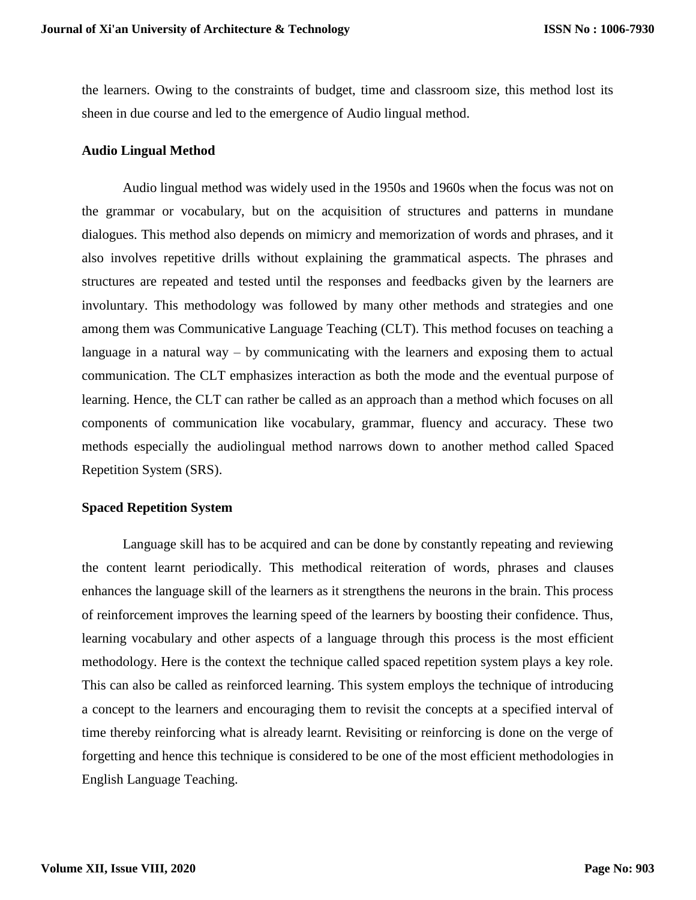the learners. Owing to the constraints of budget, time and classroom size, this method lost its sheen in due course and led to the emergence of Audio lingual method.

### Audio Lingual Method

Audio lingual method was widely used in the 1950s and 1960s when the focus was not on the grammar or vocabulary, but on the acquisition of structures and patterns in mundane dialogues. This method also depends on mimicry and memorization of words and phrases, and it also involves repetitive drills without explaining the grammatical aspects. The phrases and structures are repeated and tested until the responses and feedbacks given by the learners are involuntary. This methodology was followed by many other methods and strategies and one among them was Communicative Language Teaching (CLT). This method focuses on teaching a language in a natural way – by communicating with the learners and exposing them to actual communication. The CLT emphasizes interaction as both the mode and the eventual purpose of learning. Hence, the CLT can rather be called as an approach than a method which focuses on all components of communication like vocabulary, grammar, fluency and accuracy. These two methods especially the audiolingual method narrows down to another method called Spaced Repetition System (SRS).

### Spaced Repetition System

Language skill has to be acquired and can be done by constantly repeating and reviewing the content learnt periodically. This methodical reiteration of words, phrases and clauses enhances the language skill of the learners as it strengthens the neurons in the brain. This process of reinforcement improves the learning speed of the learners by boosting their confidence. Thus, learning vocabulary and other aspects of a language through this process is the most efficient methodology. Here is the context the technique called spaced repetition system plays a key role. This can also be called as reinforced learning. This system employs the technique of introducing a concept to the learners and encouraging them to revisit the concepts at a specified interval of time thereby reinforcing what is already learnt. Revisiting or reinforcing is done on the verge of forgetting and hence this technique is considered to be one of the most efficient methodologies in English Language Teaching.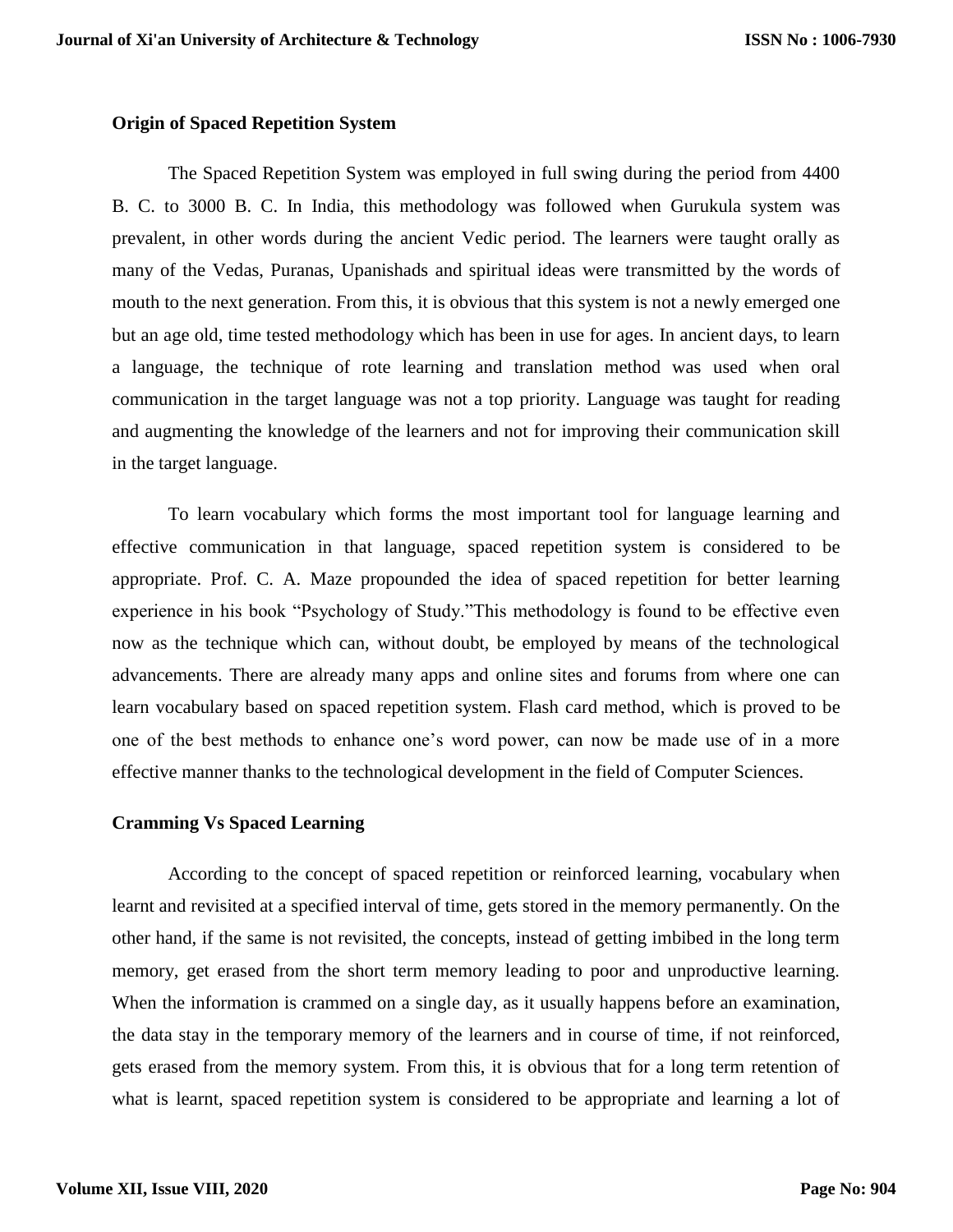## Origin of Spaced Repetition System

The Spaced Repetition System was employed in full swing during the period from 4400 B. C. to 3000 B. C. In India, this methodology was followed when Gurukula system was prevalent, in other words during the ancient Vedic period. The learners were taught orally as many of the Vedas, Puranas, Upanishads and spiritual ideas were transmitted by the words of mouth to the next generation. From this, it is obvious that this system is not a newly emerged one but an age old, time tested methodology which has been in use for ages. In ancient days, to learn a language, the technique of rote learning and translation method was used when oral communication in the target language was not a top priority. Language was taught for reading and augmenting the knowledge of the learners and not for improving their communication skill in the target language.

To learn vocabulary which forms the most important tool for language learning and effective communication in that language, spaced repetition system is considered to be appropriate. Prof. C. A. Maze propounded the idea of spaced repetition for better learning experience in his book "Psychology of Study."This methodology is found to be effective even now as the technique which can, without doubt, be employed by means of the technological advancements. There are already many apps and online sites and forums from where one can learn vocabulary based on spaced repetition system. Flash card method, which is proved to be one of the best methods to enhance one's word power, can now be made use of in a more effective manner thanks to the technological development in the field of Computer Sciences.

## Cramming Vs Spaced Learning

According to the concept of spaced repetition or reinforced learning, vocabulary when learnt and revisited at a specified interval of time, gets stored in the memory permanently. On the other hand, if the same is not revisited, the concepts, instead of getting imbibed in the long term memory, get erased from the short term memory leading to poor and unproductive learning. When the information is crammed on a single day, as it usually happens before an examination, the data stay in the temporary memory of the learners and in course of time, if not reinforced, gets erased from the memory system. From this, it is obvious that for a long term retention of what is learnt, spaced repetition system is considered to be appropriate and learning a lot of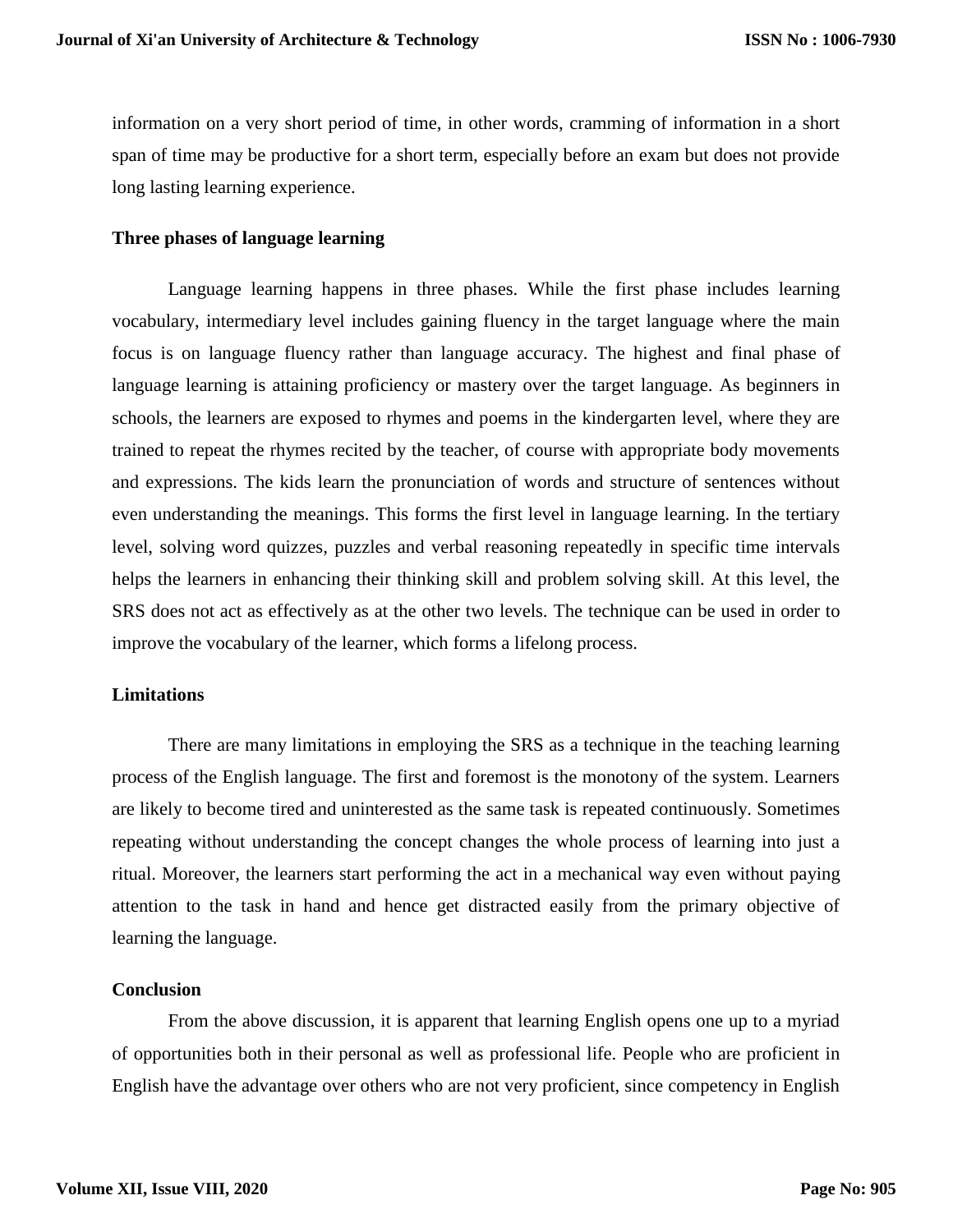information on a very short period of time, in other words, cramming of information in a short span of time may be productive for a short term, especially before an exam but does not provide long lasting learning experience.

**Three phases of language learning**

Language learning happens in three phases. While the first phase includes learning vocabulary, intermediary level includes gaining fluency in the target language where the main focus is on language fluency rather than language accuracy. The highest and final phase of language learning is attaining proficiency or mastery over the target language. As beginners in schools, the learners are exposed to rhymes and poems in the kindergarten level, where they are trained to repeat the rhymes recited by the teacher, of course with appropriate body movements and expressions. The kids learn the pronunciation of words and structure of sentences without even understanding the meanings. This forms the first level in language learning. In the tertiary level, solving word quizzes, puzzles and verbal reasoning repeatedly in specific time intervals helps the learners in enhancing their thinking skill and problem solving skill. At this level, the SRS does not act as effectively as at the other two levels. The technique can be used in order to improve the vocabulary of the learner, which forms a lifelong process.

**Limitations**

There are many limitations in employing the SRS as a technique in the teaching learning process of the English language. The first and foremost is the monotony of the system. Learners are likely to become tired and uninterested as the same task is repeated continuously. Sometimes repeating without understanding the concept changes the whole process of learning into just a ritual. Moreover, the learners start performing the act in a mechanical way even without paying attention to the task in hand and hence get distracted easily from the primary objective of learning the language.

**Conclusion**

From the above discussion, it is apparent that learning English opens one up to a myriad of opportunities both in their personal as well as professional life. People who are proficient in English have the advantage over others who are not very proficient, since competency in English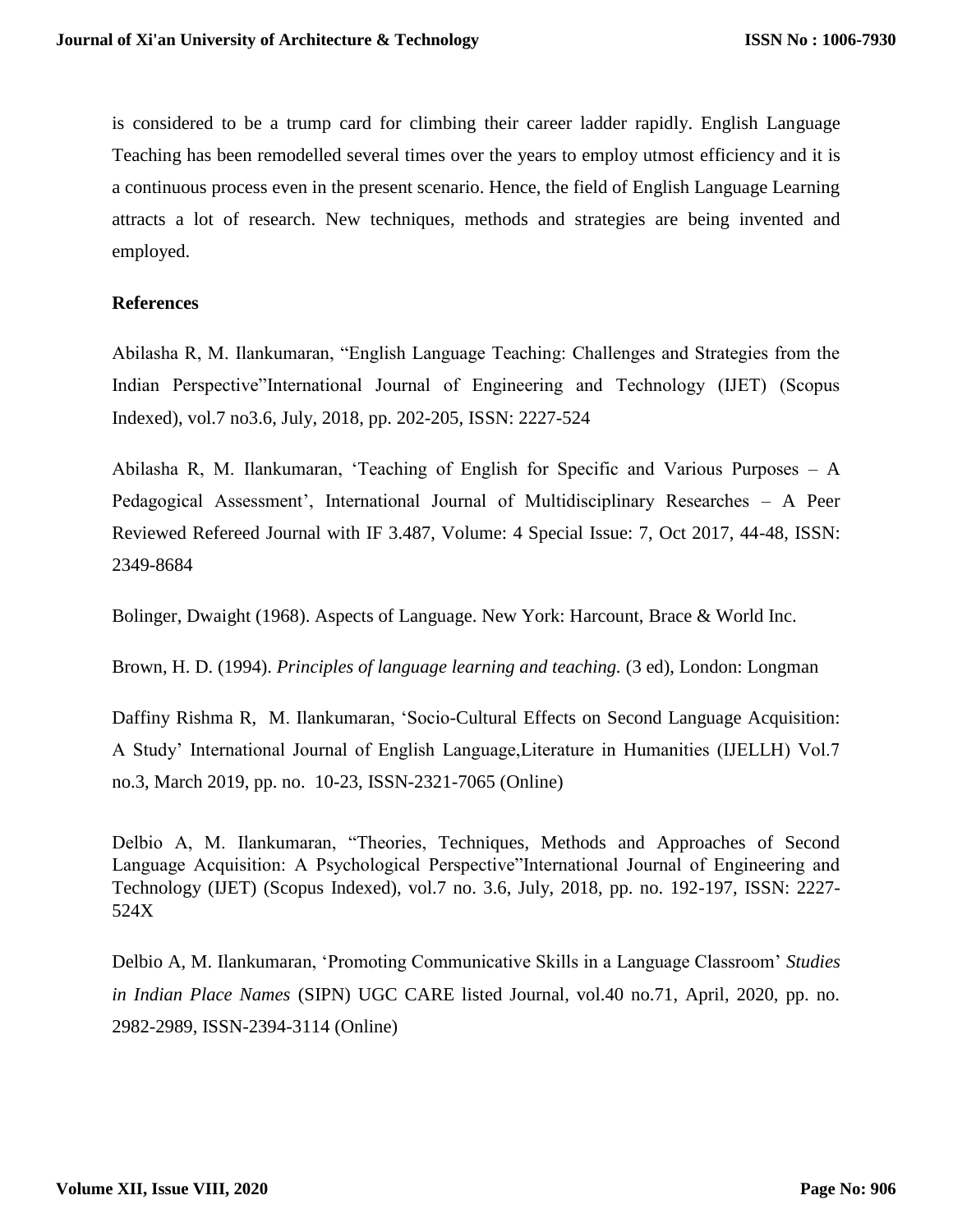is considered to be a trump card for climbing their career ladder rapidly. English Language Teaching has been remodelled several times over the years to employ utmost efficiency and it is a continuous process even in the present scenario. Hence, the field of English Language Learning attracts a lot of research. New techniques, methods and strategies are being invented and employed.

## References

Abilasha R, M. Ilankumaran, "English Language Teaching: Challenges and Strategies from the Indian Perspective"International Journal of Engineering and Technology (IJET) (Scopus Indexed), vol.7 no3.6, July, 2018, pp. 202-205, ISSN: 2227-524

Abilasha R, M. Ilankumaran, 'Teaching of English for Specific and Various Purposes – A Pedagogical Assessment', International Journal of Multidisciplinary Researches – A Peer Reviewed Refereed Journal with IF 3.487, Volume: 4 Special Issue: 7, Oct 2017, 44-48, ISSN: 2349-8684

Bolinger, Dwaight (1968). Aspects of Language. New York: Harcount, Brace & World Inc.

Brown, H. D. (1994). *Principles of language learning and teaching.* (3 ed), London: Longman

Daffiny Rishma R, M. Ilankumaran, 'Socio-Cultural Effects on Second Language Acquisition: A Study' International Journal of English Language,Literature in Humanities (IJELLH) Vol.7 no.3, March 2019, pp. no. 10-23, ISSN-2321-7065 (Online)

Delbio A, M. Ilankumaran, "Theories, Techniques, Methods and Approaches of Second Language Acquisition: A Psychological Perspective"International Journal of Engineering and Technology (IJET) (Scopus Indexed), vol.7 no. 3.6, July, 2018, pp. no. 192-197, ISSN: 2227-524X

Delbio A, M. Ilankumaran, 'Promoting Communicative Skills in a Language Classroom' *Studies in Indian Place Names* (SIPN) UGC CARE listed Journal, vol.40 no.71, April, 2020, pp. no. 2982-2989, ISSN-2394-3114 (Online)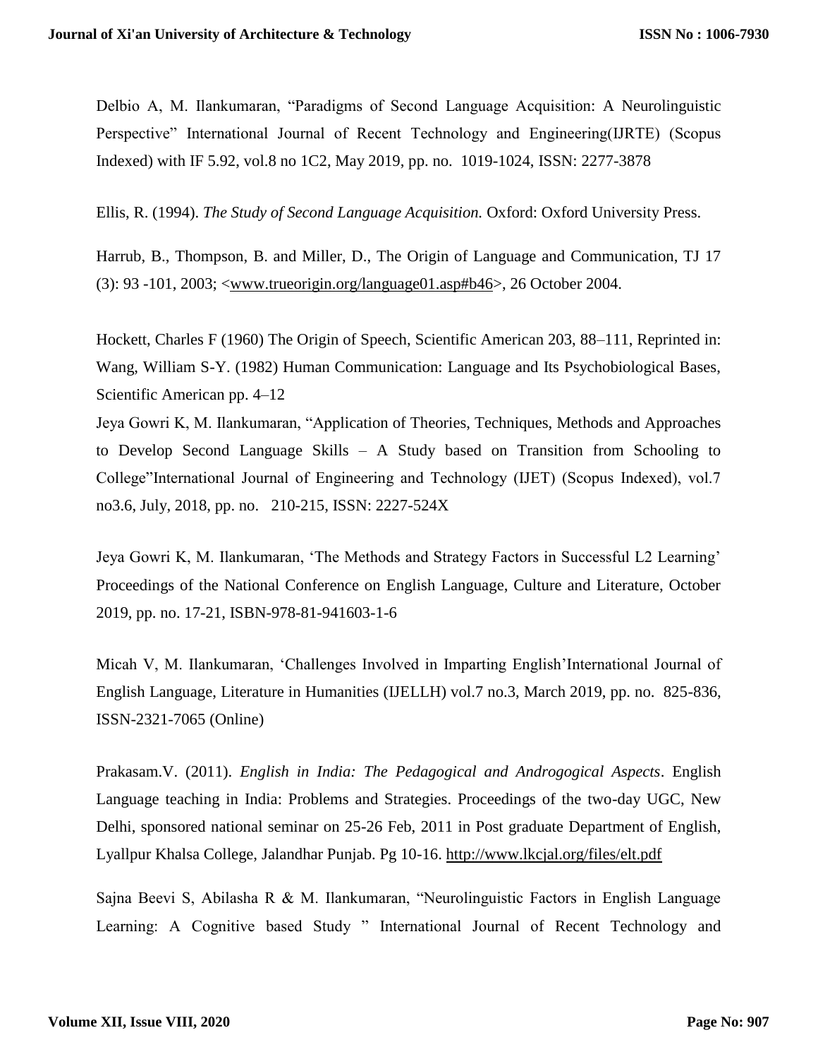Delbio A, M. Ilankumaran, “Paradigms of Second Language Acquisition: A Neurolinguistic Perspective” International Journal of Recent Technology and Engineering(IJRTE) (Scopus Indexed) with IF 5.92, vol.8 no 1C2, May 2019, pp. no. 1019-1024, ISSN: 2277-3878

Ellis, R. (1994). *The Study of Second Language Acquisition.* Oxford: Oxford University Press.

Harrub, B., Thompson, B. and Miller, D., The Origin of Language and Communication, TJ 17 (3): 93 -101, 2003; <www.trueorigin.org/language01.asp#b46>, 26 October 2004.

Hockett, Charles F (1960) The Origin of Speech, Scientific American 203, 88–111, Reprinted in: Wang, William S-Y. (1982) Human Communication: Language and Its Psychobiological Bases, Scientific American pp. 4–12

Jeya Gowri K, M. Ilankumaran, “Application of Theories, Techniques, Methods and Approaches to Develop Second Language Skills – A Study based on Transition from Schooling to College”International Journal of Engineering and Technology (IJET) (Scopus Indexed), vol.7 no3.6, July, 2018, pp. no. 210-215, ISSN: 2227-524X

Jeya Gowri K, M. Ilankumaran, ‘The Methods and Strategy Factors in Successful L2 Learning’ Proceedings of the National Conference on English Language, Culture and Literature, October 2019, pp. no. 17-21, ISBN-978-81-941603-1-6

Micah V, M. Ilankumaran, ‘Challenges Involved in Imparting English’International Journal of English Language, Literature in Humanities (IJELLH) vol.7 no.3, March 2019, pp. no. 825-836, ISSN-2321-7065 (Online)

Prakasam.V. (2011). *English in India: The Pedagogical and Androgogical Aspects*. English Language teaching in India: Problems and Strategies. Proceedings of the two-day UGC, New Delhi, sponsored national seminar on 25-26 Feb, 2011 in Post graduate Department of English, Lyallpur Khalsa College, Jalandhar Punjab. Pg 10-16. http://www.lkcjal.org/files/elt.pdf

Sajna Beevi S, Abilasha R & M. Ilankumaran, “Neurolinguistic Factors in English Language Learning: A Cognitive based Study ” International Journal of Recent Technology and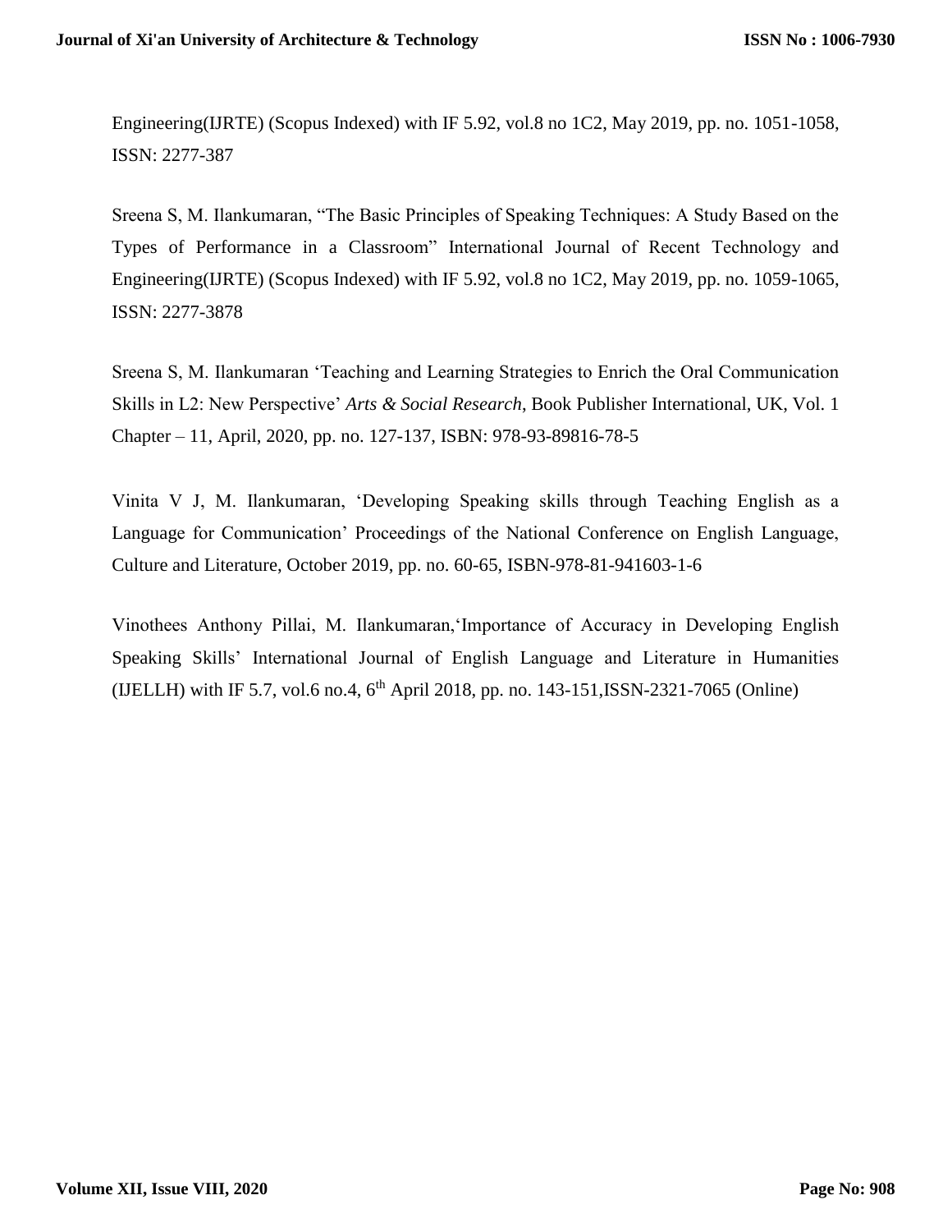Engineering(IJRTE) (Scopus Indexed) with IF 5.92, vol.8 no 1C2, May 2019, pp. no. 1051-1058, ISSN: 2277-387

Sreena S, M. Ilankumaran, “The Basic Principles of Speaking Techniques: A Study Based on the Types of Performance in a Classroom” International Journal of Recent Technology and Engineering(IJRTE) (Scopus Indexed) with IF 5.92, vol.8 no 1C2, May 2019, pp. no. 1059-1065, ISSN: 2277-3878

Sreena S, M. Ilankumaran ‘Teaching and Learning Strategies to Enrich the Oral Communication Skills in L2: New Perspective’ *Arts & Social Research*, Book Publisher International, UK, Vol. 1 Chapter – 11, April, 2020, pp. no. 127-137, ISBN: 978-93-89816-78-5

Vinita V J, M. Ilankumaran, ‘Developing Speaking skills through Teaching English as a Language for Communication’ Proceedings of the National Conference on English Language, Culture and Literature, October 2019, pp. no. 60-65, ISBN-978-81-941603-1-6

Vinothees Anthony Pillai, M. Ilankumaran,‘Importance of Accuracy in Developing English Speaking Skills’ International Journal of English Language and Literature in Humanities (IJELLH) with IF 5.7, vol.6 no.4, 6th April 2018, pp. no. 143-151,ISSN-2321-7065 (Online)